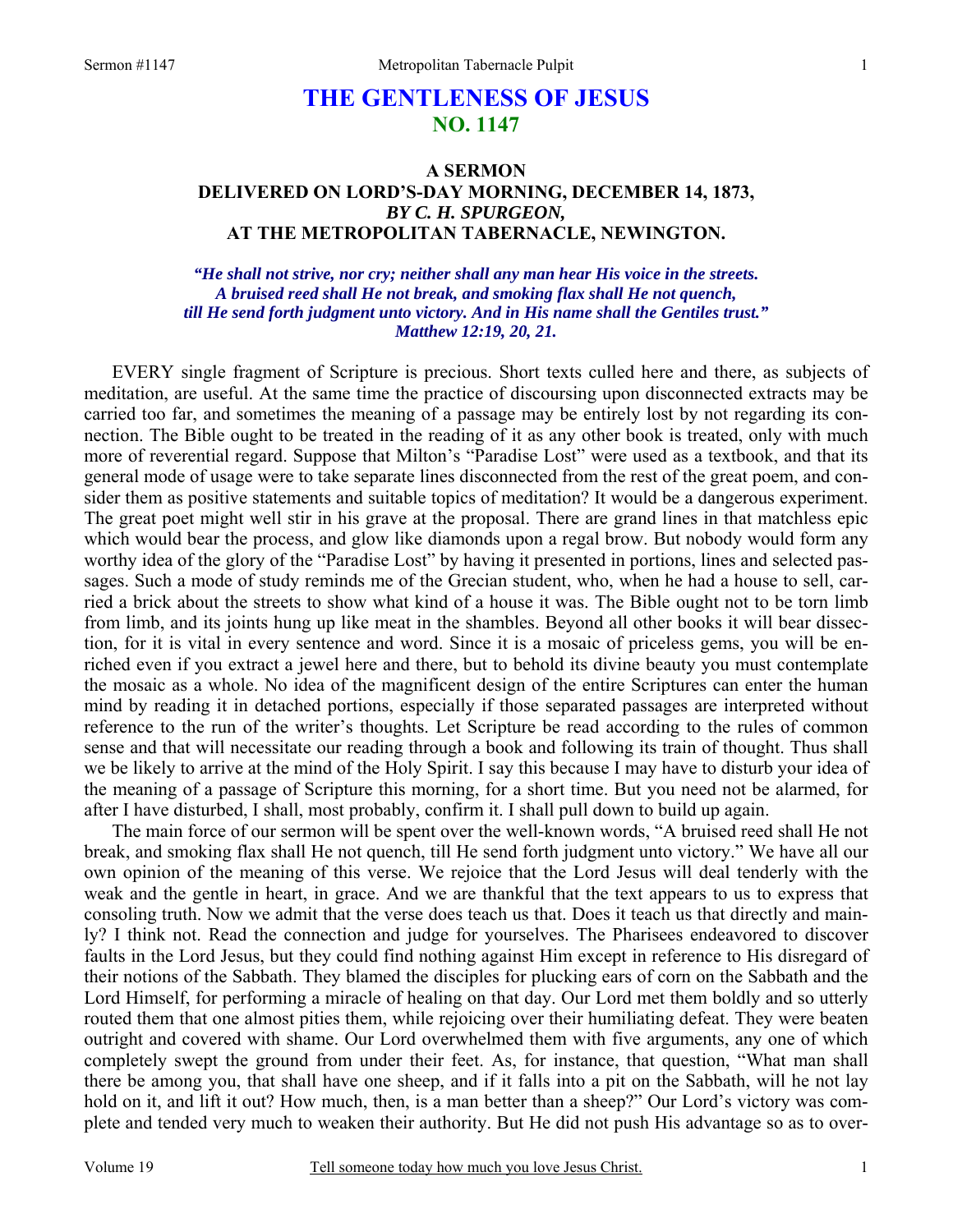# THE GENTLENESS OF JESUS
## NO. 1147

### A SERMON
### DELIVERED ON LORD'S-DAY MORNING, DECEMBER 14, 1873,
### *BY C. H. SPURGEON,*
### AT THE METROPOLITAN TABERNACLE, NEWINGTON.

*"He shall not strive, nor cry; neither shall any man hear His voice in the streets. A bruised reed shall He not break, and smoking flax shall He not quench, till He send forth judgment unto victory. And in His name shall the Gentiles trust." Matthew 12:19, 20, 21.*

EVERY single fragment of Scripture is precious. Short texts culled here and there, as subjects of meditation, are useful. At the same time the practice of discoursing upon disconnected extracts may be carried too far, and sometimes the meaning of a passage may be entirely lost by not regarding its connection. The Bible ought to be treated in the reading of it as any other book is treated, only with much more of reverential regard. Suppose that Milton's "Paradise Lost" were used as a textbook, and that its general mode of usage were to take separate lines disconnected from the rest of the great poem, and consider them as positive statements and suitable topics of meditation? It would be a dangerous experiment. The great poet might well stir in his grave at the proposal. There are grand lines in that matchless epic which would bear the process, and glow like diamonds upon a regal brow. But nobody would form any worthy idea of the glory of the "Paradise Lost" by having it presented in portions, lines and selected passages. Such a mode of study reminds me of the Grecian student, who, when he had a house to sell, carried a brick about the streets to show what kind of a house it was. The Bible ought not to be torn limb from limb, and its joints hung up like meat in the shambles. Beyond all other books it will bear dissection, for it is vital in every sentence and word. Since it is a mosaic of priceless gems, you will be enriched even if you extract a jewel here and there, but to behold its divine beauty you must contemplate the mosaic as a whole. No idea of the magnificent design of the entire Scriptures can enter the human mind by reading it in detached portions, especially if those separated passages are interpreted without reference to the run of the writer's thoughts. Let Scripture be read according to the rules of common sense and that will necessitate our reading through a book and following its train of thought. Thus shall we be likely to arrive at the mind of the Holy Spirit. I say this because I may have to disturb your idea of the meaning of a passage of Scripture this morning, for a short time. But you need not be alarmed, for after I have disturbed, I shall, most probably, confirm it. I shall pull down to build up again.

The main force of our sermon will be spent over the well-known words, "A bruised reed shall He not break, and smoking flax shall He not quench, till He send forth judgment unto victory." We have all our own opinion of the meaning of this verse. We rejoice that the Lord Jesus will deal tenderly with the weak and the gentle in heart, in grace. And we are thankful that the text appears to us to express that consoling truth. Now we admit that the verse does teach us that. Does it teach us that directly and mainly? I think not. Read the connection and judge for yourselves. The Pharisees endeavored to discover faults in the Lord Jesus, but they could find nothing against Him except in reference to His disregard of their notions of the Sabbath. They blamed the disciples for plucking ears of corn on the Sabbath and the Lord Himself, for performing a miracle of healing on that day. Our Lord met them boldly and so utterly routed them that one almost pities them, while rejoicing over their humiliating defeat. They were beaten outright and covered with shame. Our Lord overwhelmed them with five arguments, any one of which completely swept the ground from under their feet. As, for instance, that question, "What man shall there be among you, that shall have one sheep, and if it falls into a pit on the Sabbath, will he not lay hold on it, and lift it out? How much, then, is a man better than a sheep?" Our Lord's victory was complete and tended very much to weaken their authority. But He did not push His advantage so as to over-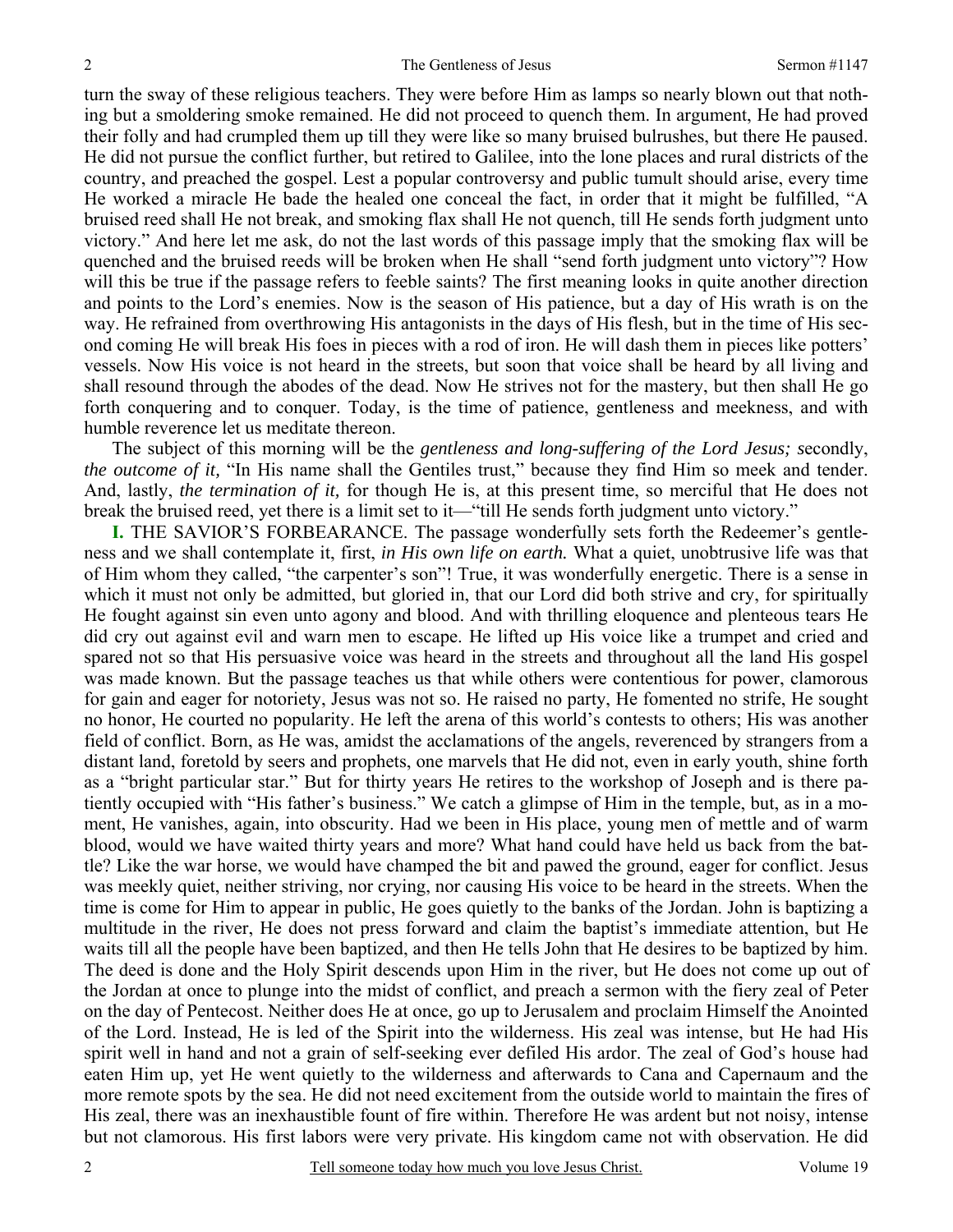turn the sway of these religious teachers. They were before Him as lamps so nearly blown out that nothing but a smoldering smoke remained. He did not proceed to quench them. In argument, He had proved their folly and had crumpled them up till they were like so many bruised bulrushes, but there He paused. He did not pursue the conflict further, but retired to Galilee, into the lone places and rural districts of the country, and preached the gospel. Lest a popular controversy and public tumult should arise, every time He worked a miracle He bade the healed one conceal the fact, in order that it might be fulfilled, "A bruised reed shall He not break, and smoking flax shall He not quench, till He sends forth judgment unto victory." And here let me ask, do not the last words of this passage imply that the smoking flax will be quenched and the bruised reeds will be broken when He shall "send forth judgment unto victory"? How will this be true if the passage refers to feeble saints? The first meaning looks in quite another direction and points to the Lord's enemies. Now is the season of His patience, but a day of His wrath is on the way. He refrained from overthrowing His antagonists in the days of His flesh, but in the time of His second coming He will break His foes in pieces with a rod of iron. He will dash them in pieces like potters' vessels. Now His voice is not heard in the streets, but soon that voice shall be heard by all living and shall resound through the abodes of the dead. Now He strives not for the mastery, but then shall He go forth conquering and to conquer. Today, is the time of patience, gentleness and meekness, and with humble reverence let us meditate thereon.

The subject of this morning will be the *gentleness and long-suffering of the Lord Jesus; s*econdly, *the outcome of it,* "In His name shall the Gentiles trust," because they find Him so meek and tender. And, lastly, *the termination of it,* for though He is, at this present time, so merciful that He does not break the bruised reed, yet there is a limit set to it—"till He sends forth judgment unto victory."

**I.** THE SAVIOR'S FORBEARANCE. The passage wonderfully sets forth the Redeemer's gentleness and we shall contemplate it, first, *in His own life on earth.* What a quiet, unobtrusive life was that of Him whom they called, "the carpenter's son"! True, it was wonderfully energetic. There is a sense in which it must not only be admitted, but gloried in, that our Lord did both strive and cry, for spiritually He fought against sin even unto agony and blood. And with thrilling eloquence and plenteous tears He did cry out against evil and warn men to escape. He lifted up His voice like a trumpet and cried and spared not so that His persuasive voice was heard in the streets and throughout all the land His gospel was made known. But the passage teaches us that while others were contentious for power, clamorous for gain and eager for notoriety, Jesus was not so. He raised no party, He fomented no strife, He sought no honor, He courted no popularity. He left the arena of this world's contests to others; His was another field of conflict. Born, as He was, amidst the acclamations of the angels, reverenced by strangers from a distant land, foretold by seers and prophets, one marvels that He did not, even in early youth, shine forth as a "bright particular star." But for thirty years He retires to the workshop of Joseph and is there patiently occupied with "His father's business." We catch a glimpse of Him in the temple, but, as in a moment, He vanishes, again, into obscurity. Had we been in His place, young men of mettle and of warm blood, would we have waited thirty years and more? What hand could have held us back from the battle? Like the war horse, we would have champed the bit and pawed the ground, eager for conflict. Jesus was meekly quiet, neither striving, nor crying, nor causing His voice to be heard in the streets. When the time is come for Him to appear in public, He goes quietly to the banks of the Jordan. John is baptizing a multitude in the river, He does not press forward and claim the baptist's immediate attention, but He waits till all the people have been baptized, and then He tells John that He desires to be baptized by him. The deed is done and the Holy Spirit descends upon Him in the river, but He does not come up out of the Jordan at once to plunge into the midst of conflict, and preach a sermon with the fiery zeal of Peter on the day of Pentecost. Neither does He at once, go up to Jerusalem and proclaim Himself the Anointed of the Lord. Instead, He is led of the Spirit into the wilderness. His zeal was intense, but He had His spirit well in hand and not a grain of self-seeking ever defiled His ardor. The zeal of God's house had eaten Him up, yet He went quietly to the wilderness and afterwards to Cana and Capernaum and the more remote spots by the sea. He did not need excitement from the outside world to maintain the fires of His zeal, there was an inexhaustible fount of fire within. Therefore He was ardent but not noisy, intense but not clamorous. His first labors were very private. His kingdom came not with observation. He did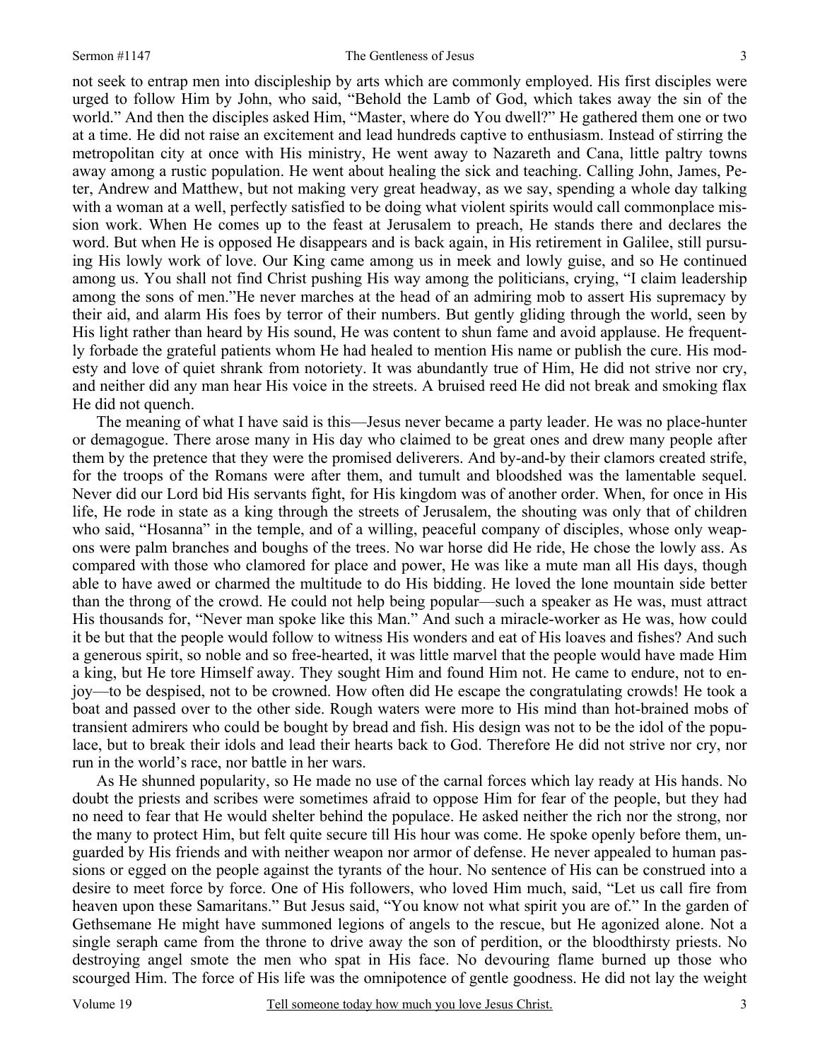not seek to entrap men into discipleship by arts which are commonly employed. His first disciples were urged to follow Him by John, who said, "Behold the Lamb of God, which takes away the sin of the world." And then the disciples asked Him, "Master, where do You dwell?" He gathered them one or two at a time. He did not raise an excitement and lead hundreds captive to enthusiasm. Instead of stirring the metropolitan city at once with His ministry, He went away to Nazareth and Cana, little paltry towns away among a rustic population. He went about healing the sick and teaching. Calling John, James, Peter, Andrew and Matthew, but not making very great headway, as we say, spending a whole day talking with a woman at a well, perfectly satisfied to be doing what violent spirits would call commonplace mission work. When He comes up to the feast at Jerusalem to preach, He stands there and declares the word. But when He is opposed He disappears and is back again, in His retirement in Galilee, still pursuing His lowly work of love. Our King came among us in meek and lowly guise, and so He continued among us. You shall not find Christ pushing His way among the politicians, crying, "I claim leadership among the sons of men."He never marches at the head of an admiring mob to assert His supremacy by their aid, and alarm His foes by terror of their numbers. But gently gliding through the world, seen by His light rather than heard by His sound, He was content to shun fame and avoid applause. He frequently forbade the grateful patients whom He had healed to mention His name or publish the cure. His modesty and love of quiet shrank from notoriety. It was abundantly true of Him, He did not strive nor cry, and neither did any man hear His voice in the streets. A bruised reed He did not break and smoking flax He did not quench.

The meaning of what I have said is this—Jesus never became a party leader. He was no place-hunter or demagogue. There arose many in His day who claimed to be great ones and drew many people after them by the pretence that they were the promised deliverers. And by-and-by their clamors created strife, for the troops of the Romans were after them, and tumult and bloodshed was the lamentable sequel. Never did our Lord bid His servants fight, for His kingdom was of another order. When, for once in His life, He rode in state as a king through the streets of Jerusalem, the shouting was only that of children who said, "Hosanna" in the temple, and of a willing, peaceful company of disciples, whose only weapons were palm branches and boughs of the trees. No war horse did He ride, He chose the lowly ass. As compared with those who clamored for place and power, He was like a mute man all His days, though able to have awed or charmed the multitude to do His bidding. He loved the lone mountain side better than the throng of the crowd. He could not help being popular—such a speaker as He was, must attract His thousands for, "Never man spoke like this Man." And such a miracle-worker as He was, how could it be but that the people would follow to witness His wonders and eat of His loaves and fishes? And such a generous spirit, so noble and so free-hearted, it was little marvel that the people would have made Him a king, but He tore Himself away. They sought Him and found Him not. He came to endure, not to enjoy—to be despised, not to be crowned. How often did He escape the congratulating crowds! He took a boat and passed over to the other side. Rough waters were more to His mind than hot-brained mobs of transient admirers who could be bought by bread and fish. His design was not to be the idol of the populace, but to break their idols and lead their hearts back to God. Therefore He did not strive nor cry, nor run in the world's race, nor battle in her wars.

As He shunned popularity, so He made no use of the carnal forces which lay ready at His hands. No doubt the priests and scribes were sometimes afraid to oppose Him for fear of the people, but they had no need to fear that He would shelter behind the populace. He asked neither the rich nor the strong, nor the many to protect Him, but felt quite secure till His hour was come. He spoke openly before them, unguarded by His friends and with neither weapon nor armor of defense. He never appealed to human passions or egged on the people against the tyrants of the hour. No sentence of His can be construed into a desire to meet force by force. One of His followers, who loved Him much, said, "Let us call fire from heaven upon these Samaritans." But Jesus said, "You know not what spirit you are of." In the garden of Gethsemane He might have summoned legions of angels to the rescue, but He agonized alone. Not a single seraph came from the throne to drive away the son of perdition, or the bloodthirsty priests. No destroying angel smote the men who spat in His face. No devouring flame burned up those who scourged Him. The force of His life was the omnipotence of gentle goodness. He did not lay the weight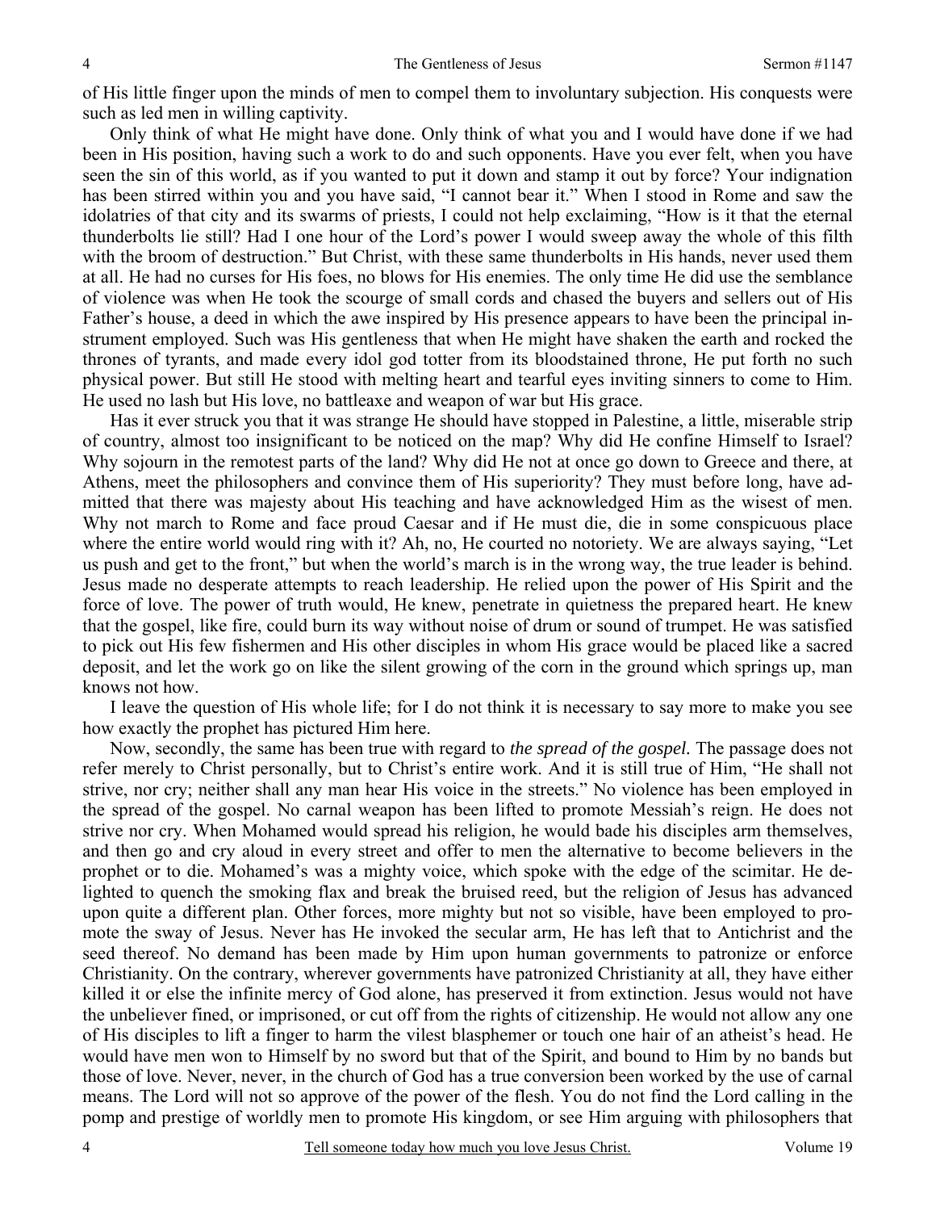of His little finger upon the minds of men to compel them to involuntary subjection. His conquests were such as led men in willing captivity.

Only think of what He might have done. Only think of what you and I would have done if we had been in His position, having such a work to do and such opponents. Have you ever felt, when you have seen the sin of this world, as if you wanted to put it down and stamp it out by force? Your indignation has been stirred within you and you have said, "I cannot bear it." When I stood in Rome and saw the idolatries of that city and its swarms of priests, I could not help exclaiming, "How is it that the eternal thunderbolts lie still? Had I one hour of the Lord's power I would sweep away the whole of this filth with the broom of destruction." But Christ, with these same thunderbolts in His hands, never used them at all. He had no curses for His foes, no blows for His enemies. The only time He did use the semblance of violence was when He took the scourge of small cords and chased the buyers and sellers out of His Father's house, a deed in which the awe inspired by His presence appears to have been the principal instrument employed. Such was His gentleness that when He might have shaken the earth and rocked the thrones of tyrants, and made every idol god totter from its bloodstained throne, He put forth no such physical power. But still He stood with melting heart and tearful eyes inviting sinners to come to Him. He used no lash but His love, no battleaxe and weapon of war but His grace.

Has it ever struck you that it was strange He should have stopped in Palestine, a little, miserable strip of country, almost too insignificant to be noticed on the map? Why did He confine Himself to Israel? Why sojourn in the remotest parts of the land? Why did He not at once go down to Greece and there, at Athens, meet the philosophers and convince them of His superiority? They must before long, have admitted that there was majesty about His teaching and have acknowledged Him as the wisest of men. Why not march to Rome and face proud Caesar and if He must die, die in some conspicuous place where the entire world would ring with it? Ah, no, He courted no notoriety. We are always saying, "Let us push and get to the front," but when the world's march is in the wrong way, the true leader is behind. Jesus made no desperate attempts to reach leadership. He relied upon the power of His Spirit and the force of love. The power of truth would, He knew, penetrate in quietness the prepared heart. He knew that the gospel, like fire, could burn its way without noise of drum or sound of trumpet. He was satisfied to pick out His few fishermen and His other disciples in whom His grace would be placed like a sacred deposit, and let the work go on like the silent growing of the corn in the ground which springs up, man knows not how.

I leave the question of His whole life; for I do not think it is necessary to say more to make you see how exactly the prophet has pictured Him here.

Now, secondly, the same has been true with regard to *the spread of the gospel.* The passage does not refer merely to Christ personally, but to Christ's entire work. And it is still true of Him, "He shall not strive, nor cry; neither shall any man hear His voice in the streets." No violence has been employed in the spread of the gospel. No carnal weapon has been lifted to promote Messiah's reign. He does not strive nor cry. When Mohamed would spread his religion, he would bade his disciples arm themselves, and then go and cry aloud in every street and offer to men the alternative to become believers in the prophet or to die. Mohamed's was a mighty voice, which spoke with the edge of the scimitar. He delighted to quench the smoking flax and break the bruised reed, but the religion of Jesus has advanced upon quite a different plan. Other forces, more mighty but not so visible, have been employed to promote the sway of Jesus. Never has He invoked the secular arm, He has left that to Antichrist and the seed thereof. No demand has been made by Him upon human governments to patronize or enforce Christianity. On the contrary, wherever governments have patronized Christianity at all, they have either killed it or else the infinite mercy of God alone, has preserved it from extinction. Jesus would not have the unbeliever fined, or imprisoned, or cut off from the rights of citizenship. He would not allow any one of His disciples to lift a finger to harm the vilest blasphemer or touch one hair of an atheist's head. He would have men won to Himself by no sword but that of the Spirit, and bound to Him by no bands but those of love. Never, never, in the church of God has a true conversion been worked by the use of carnal means. The Lord will not so approve of the power of the flesh. You do not find the Lord calling in the pomp and prestige of worldly men to promote His kingdom, or see Him arguing with philosophers that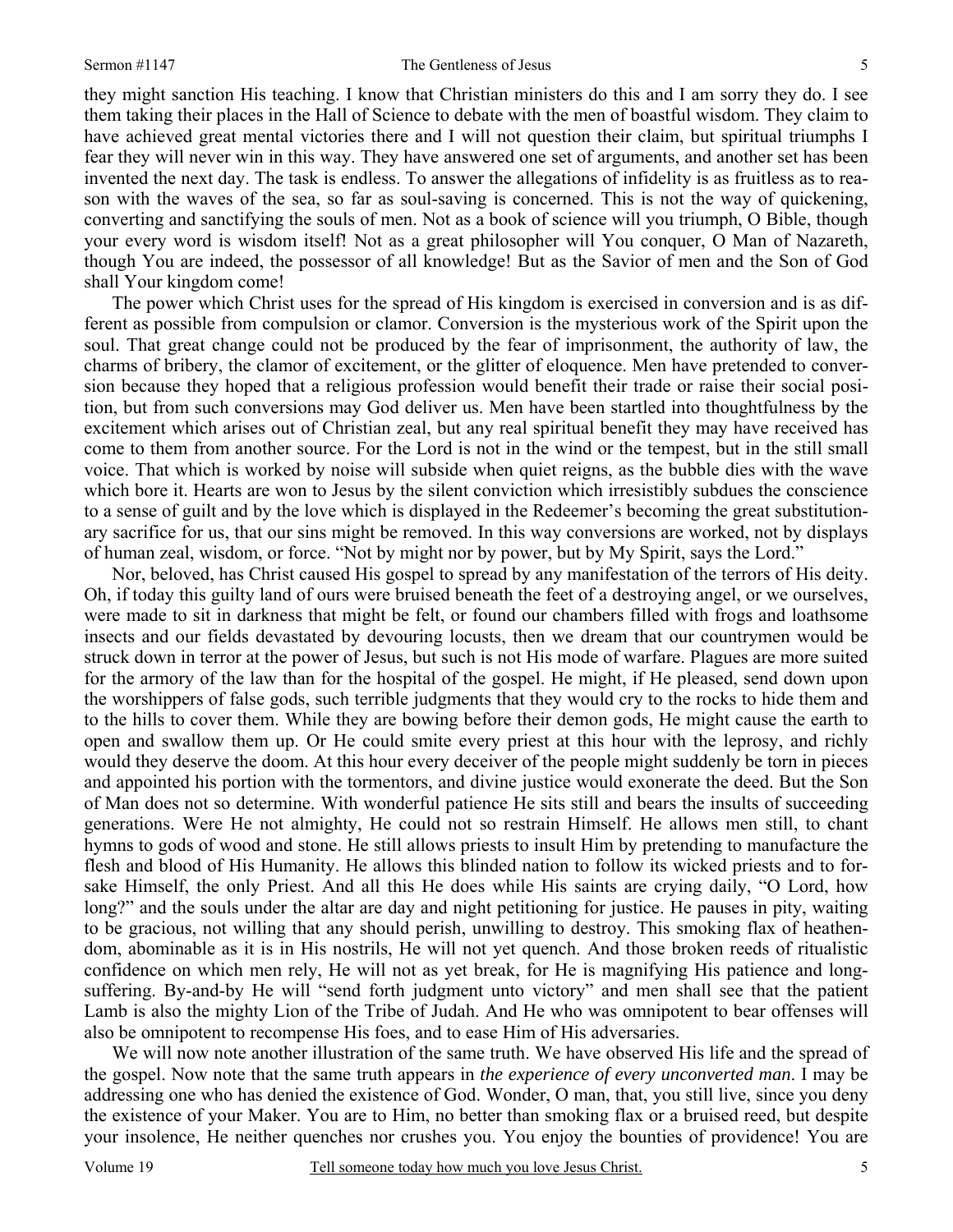they might sanction His teaching. I know that Christian ministers do this and I am sorry they do. I see them taking their places in the Hall of Science to debate with the men of boastful wisdom. They claim to have achieved great mental victories there and I will not question their claim, but spiritual triumphs I fear they will never win in this way. They have answered one set of arguments, and another set has been invented the next day. The task is endless. To answer the allegations of infidelity is as fruitless as to reason with the waves of the sea, so far as soul-saving is concerned. This is not the way of quickening, converting and sanctifying the souls of men. Not as a book of science will you triumph, O Bible, though your every word is wisdom itself! Not as a great philosopher will You conquer, O Man of Nazareth, though You are indeed, the possessor of all knowledge! But as the Savior of men and the Son of God shall Your kingdom come!

The power which Christ uses for the spread of His kingdom is exercised in conversion and is as different as possible from compulsion or clamor. Conversion is the mysterious work of the Spirit upon the soul. That great change could not be produced by the fear of imprisonment, the authority of law, the charms of bribery, the clamor of excitement, or the glitter of eloquence. Men have pretended to conversion because they hoped that a religious profession would benefit their trade or raise their social position, but from such conversions may God deliver us. Men have been startled into thoughtfulness by the excitement which arises out of Christian zeal, but any real spiritual benefit they may have received has come to them from another source. For the Lord is not in the wind or the tempest, but in the still small voice. That which is worked by noise will subside when quiet reigns, as the bubble dies with the wave which bore it. Hearts are won to Jesus by the silent conviction which irresistibly subdues the conscience to a sense of guilt and by the love which is displayed in the Redeemer's becoming the great substitutionary sacrifice for us, that our sins might be removed. In this way conversions are worked, not by displays of human zeal, wisdom, or force. "Not by might nor by power, but by My Spirit, says the Lord."

Nor, beloved, has Christ caused His gospel to spread by any manifestation of the terrors of His deity. Oh, if today this guilty land of ours were bruised beneath the feet of a destroying angel, or we ourselves, were made to sit in darkness that might be felt, or found our chambers filled with frogs and loathsome insects and our fields devastated by devouring locusts, then we dream that our countrymen would be struck down in terror at the power of Jesus, but such is not His mode of warfare. Plagues are more suited for the armory of the law than for the hospital of the gospel. He might, if He pleased, send down upon the worshippers of false gods, such terrible judgments that they would cry to the rocks to hide them and to the hills to cover them. While they are bowing before their demon gods, He might cause the earth to open and swallow them up. Or He could smite every priest at this hour with the leprosy, and richly would they deserve the doom. At this hour every deceiver of the people might suddenly be torn in pieces and appointed his portion with the tormentors, and divine justice would exonerate the deed. But the Son of Man does not so determine. With wonderful patience He sits still and bears the insults of succeeding generations. Were He not almighty, He could not so restrain Himself. He allows men still, to chant hymns to gods of wood and stone. He still allows priests to insult Him by pretending to manufacture the flesh and blood of His Humanity. He allows this blinded nation to follow its wicked priests and to forsake Himself, the only Priest. And all this He does while His saints are crying daily, "O Lord, how long?" and the souls under the altar are day and night petitioning for justice. He pauses in pity, waiting to be gracious, not willing that any should perish, unwilling to destroy. This smoking flax of heathendom, abominable as it is in His nostrils, He will not yet quench. And those broken reeds of ritualistic confidence on which men rely, He will not as yet break, for He is magnifying His patience and long-suffering. By-and-by He will "send forth judgment unto victory" and men shall see that the patient Lamb is also the mighty Lion of the Tribe of Judah. And He who was omnipotent to bear offenses will also be omnipotent to recompense His foes, and to ease Him of His adversaries.

We will now note another illustration of the same truth. We have observed His life and the spread of the gospel. Now note that the same truth appears in *the experience of every unconverted man*. I may be addressing one who has denied the existence of God. Wonder, O man, that, you still live, since you deny the existence of your Maker. You are to Him, no better than smoking flax or a bruised reed, but despite your insolence, He neither quenches nor crushes you. You enjoy the bounties of providence! You are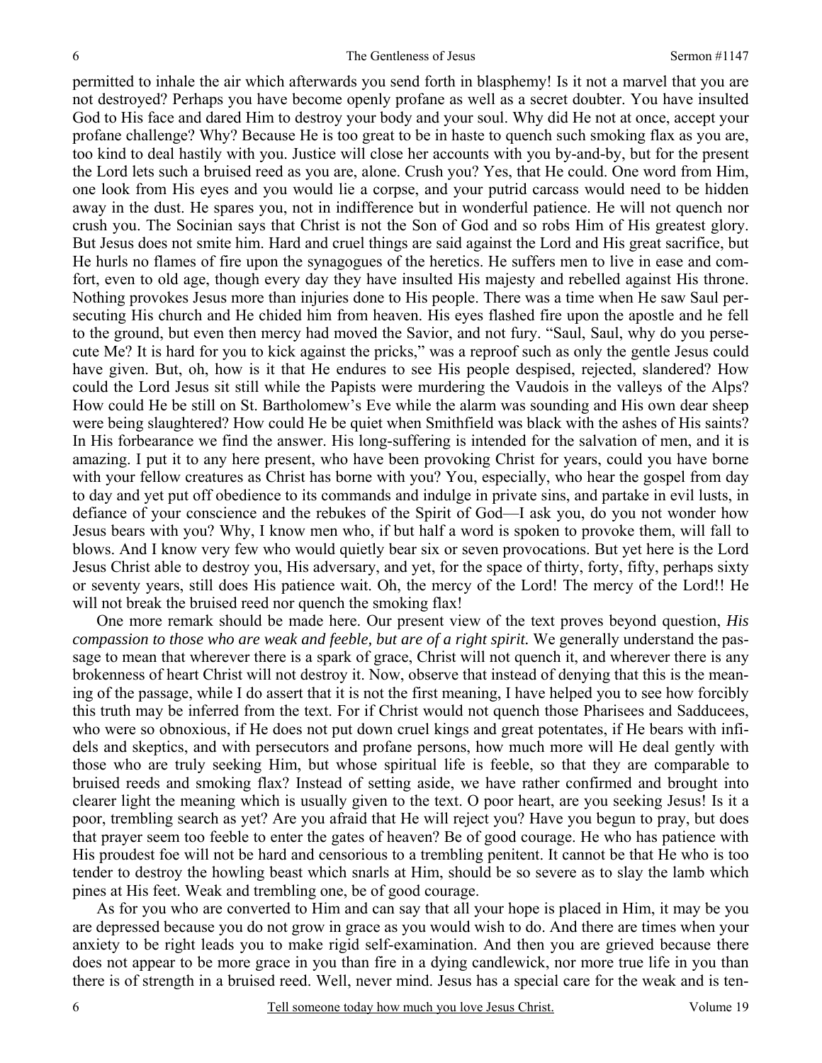permitted to inhale the air which afterwards you send forth in blasphemy! Is it not a marvel that you are not destroyed? Perhaps you have become openly profane as well as a secret doubter. You have insulted God to His face and dared Him to destroy your body and your soul. Why did He not at once, accept your profane challenge? Why? Because He is too great to be in haste to quench such smoking flax as you are, too kind to deal hastily with you. Justice will close her accounts with you by-and-by, but for the present the Lord lets such a bruised reed as you are, alone. Crush you? Yes, that He could. One word from Him, one look from His eyes and you would lie a corpse, and your putrid carcass would need to be hidden away in the dust. He spares you, not in indifference but in wonderful patience. He will not quench nor crush you. The Socinian says that Christ is not the Son of God and so robs Him of His greatest glory. But Jesus does not smite him. Hard and cruel things are said against the Lord and His great sacrifice, but He hurls no flames of fire upon the synagogues of the heretics. He suffers men to live in ease and comfort, even to old age, though every day they have insulted His majesty and rebelled against His throne. Nothing provokes Jesus more than injuries done to His people. There was a time when He saw Saul persecuting His church and He chided him from heaven. His eyes flashed fire upon the apostle and he fell to the ground, but even then mercy had moved the Savior, and not fury. "Saul, Saul, why do you persecute Me? It is hard for you to kick against the pricks," was a reproof such as only the gentle Jesus could have given. But, oh, how is it that He endures to see His people despised, rejected, slandered? How could the Lord Jesus sit still while the Papists were murdering the Vaudois in the valleys of the Alps? How could He be still on St. Bartholomew's Eve while the alarm was sounding and His own dear sheep were being slaughtered? How could He be quiet when Smithfield was black with the ashes of His saints? In His forbearance we find the answer. His long-suffering is intended for the salvation of men, and it is amazing. I put it to any here present, who have been provoking Christ for years, could you have borne with your fellow creatures as Christ has borne with you? You, especially, who hear the gospel from day to day and yet put off obedience to its commands and indulge in private sins, and partake in evil lusts, in defiance of your conscience and the rebukes of the Spirit of God—I ask you, do you not wonder how Jesus bears with you? Why, I know men who, if but half a word is spoken to provoke them, will fall to blows. And I know very few who would quietly bear six or seven provocations. But yet here is the Lord Jesus Christ able to destroy you, His adversary, and yet, for the space of thirty, forty, fifty, perhaps sixty or seventy years, still does His patience wait. Oh, the mercy of the Lord! The mercy of the Lord!! He will not break the bruised reed nor quench the smoking flax!

One more remark should be made here. Our present view of the text proves beyond question, *His compassion to those who are weak and feeble, but are of a right spirit.* We generally understand the passage to mean that wherever there is a spark of grace, Christ will not quench it, and wherever there is any brokenness of heart Christ will not destroy it. Now, observe that instead of denying that this is the meaning of the passage, while I do assert that it is not the first meaning, I have helped you to see how forcibly this truth may be inferred from the text. For if Christ would not quench those Pharisees and Sadducees, who were so obnoxious, if He does not put down cruel kings and great potentates, if He bears with infidels and skeptics, and with persecutors and profane persons, how much more will He deal gently with those who are truly seeking Him, but whose spiritual life is feeble, so that they are comparable to bruised reeds and smoking flax? Instead of setting aside, we have rather confirmed and brought into clearer light the meaning which is usually given to the text. O poor heart, are you seeking Jesus! Is it a poor, trembling search as yet? Are you afraid that He will reject you? Have you begun to pray, but does that prayer seem too feeble to enter the gates of heaven? Be of good courage. He who has patience with His proudest foe will not be hard and censorious to a trembling penitent. It cannot be that He who is too tender to destroy the howling beast which snarls at Him, should be so severe as to slay the lamb which pines at His feet. Weak and trembling one, be of good courage.

As for you who are converted to Him and can say that all your hope is placed in Him, it may be you are depressed because you do not grow in grace as you would wish to do. And there are times when your anxiety to be right leads you to make rigid self-examination. And then you are grieved because there does not appear to be more grace in you than fire in a dying candlewick, nor more true life in you than there is of strength in a bruised reed. Well, never mind. Jesus has a special care for the weak and is ten-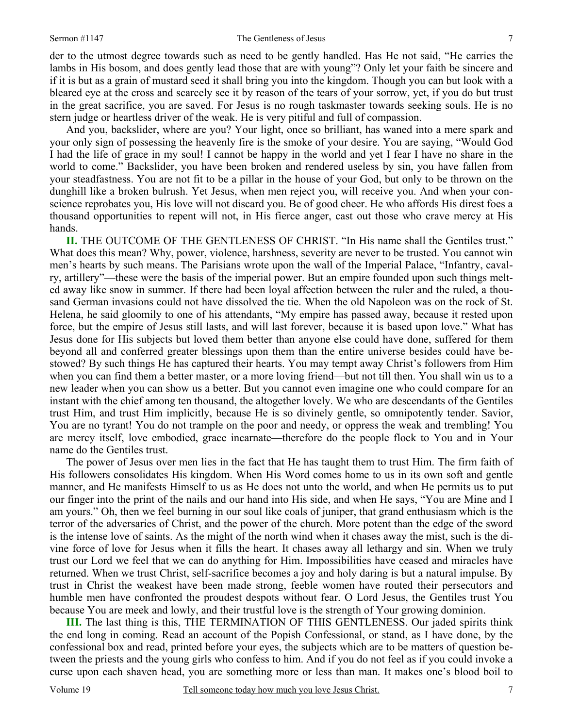der to the utmost degree towards such as need to be gently handled. Has He not said, "He carries the lambs in His bosom, and does gently lead those that are with young"? Only let your faith be sincere and if it is but as a grain of mustard seed it shall bring you into the kingdom. Though you can but look with a bleared eye at the cross and scarcely see it by reason of the tears of your sorrow, yet, if you do but trust in the great sacrifice, you are saved. For Jesus is no rough taskmaster towards seeking souls. He is no stern judge or heartless driver of the weak. He is very pitiful and full of compassion.

And you, backslider, where are you? Your light, once so brilliant, has waned into a mere spark and your only sign of possessing the heavenly fire is the smoke of your desire. You are saying, "Would God I had the life of grace in my soul! I cannot be happy in the world and yet I fear I have no share in the world to come." Backslider, you have been broken and rendered useless by sin, you have fallen from your steadfastness. You are not fit to be a pillar in the house of your God, but only to be thrown on the dunghill like a broken bulrush. Yet Jesus, when men reject you, will receive you. And when your conscience reprobates you, His love will not discard you. Be of good cheer. He who affords His direst foes a thousand opportunities to repent will not, in His fierce anger, cast out those who crave mercy at His hands.

**II.** THE OUTCOME OF THE GENTLENESS OF CHRIST. "In His name shall the Gentiles trust." What does this mean? Why, power, violence, harshness, severity are never to be trusted. You cannot win men's hearts by such means. The Parisians wrote upon the wall of the Imperial Palace, "Infantry, cavalry, artillery"—these were the basis of the imperial power. But an empire founded upon such things melted away like snow in summer. If there had been loyal affection between the ruler and the ruled, a thousand German invasions could not have dissolved the tie. When the old Napoleon was on the rock of St. Helena, he said gloomily to one of his attendants, "My empire has passed away, because it rested upon force, but the empire of Jesus still lasts, and will last forever, because it is based upon love." What has Jesus done for His subjects but loved them better than anyone else could have done, suffered for them beyond all and conferred greater blessings upon them than the entire universe besides could have bestowed? By such things He has captured their hearts. You may tempt away Christ's followers from Him when you can find them a better master, or a more loving friend—but not till then. You shall win us to a new leader when you can show us a better. But you cannot even imagine one who could compare for an instant with the chief among ten thousand, the altogether lovely. We who are descendants of the Gentiles trust Him, and trust Him implicitly, because He is so divinely gentle, so omnipotently tender. Savior, You are no tyrant! You do not trample on the poor and needy, or oppress the weak and trembling! You are mercy itself, love embodied, grace incarnate—therefore do the people flock to You and in Your name do the Gentiles trust.

The power of Jesus over men lies in the fact that He has taught them to trust Him. The firm faith of His followers consolidates His kingdom. When His Word comes home to us in its own soft and gentle manner, and He manifests Himself to us as He does not unto the world, and when He permits us to put our finger into the print of the nails and our hand into His side, and when He says, "You are Mine and I am yours." Oh, then we feel burning in our soul like coals of juniper, that grand enthusiasm which is the terror of the adversaries of Christ, and the power of the church. More potent than the edge of the sword is the intense love of saints. As the might of the north wind when it chases away the mist, such is the divine force of love for Jesus when it fills the heart. It chases away all lethargy and sin. When we truly trust our Lord we feel that we can do anything for Him. Impossibilities have ceased and miracles have returned. When we trust Christ, self-sacrifice becomes a joy and holy daring is but a natural impulse. By trust in Christ the weakest have been made strong, feeble women have routed their persecutors and humble men have confronted the proudest despots without fear. O Lord Jesus, the Gentiles trust You because You are meek and lowly, and their trustful love is the strength of Your growing dominion.

**III.** The last thing is this, THE TERMINATION OF THIS GENTLENESS. Our jaded spirits think the end long in coming. Read an account of the Popish Confessional, or stand, as I have done, by the confessional box and read, printed before your eyes, the subjects which are to be matters of question between the priests and the young girls who confess to him. And if you do not feel as if you could invoke a curse upon each shaven head, you are something more or less than man. It makes one's blood boil to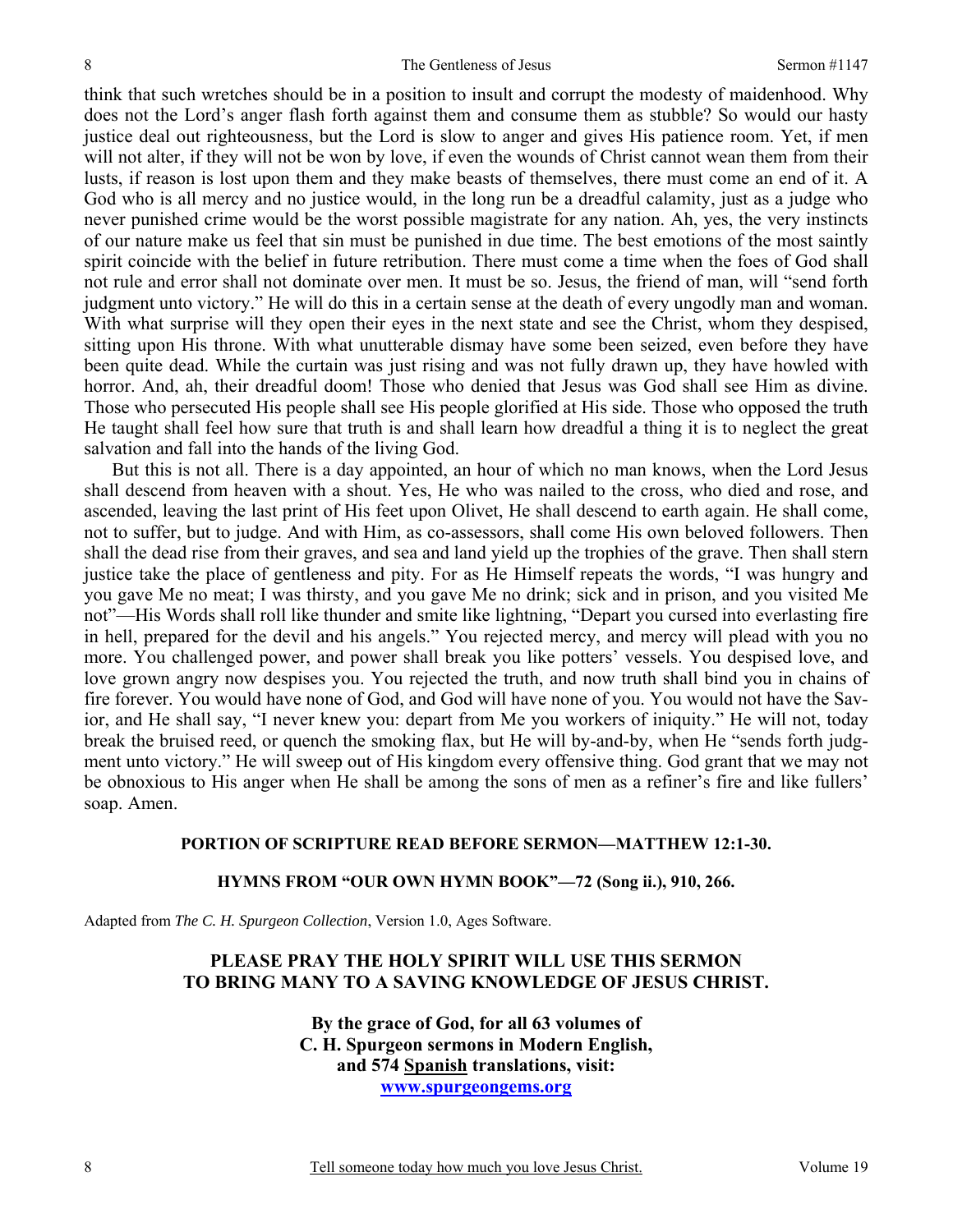think that such wretches should be in a position to insult and corrupt the modesty of maidenhood. Why does not the Lord's anger flash forth against them and consume them as stubble? So would our hasty justice deal out righteousness, but the Lord is slow to anger and gives His patience room. Yet, if men will not alter, if they will not be won by love, if even the wounds of Christ cannot wean them from their lusts, if reason is lost upon them and they make beasts of themselves, there must come an end of it. A God who is all mercy and no justice would, in the long run be a dreadful calamity, just as a judge who never punished crime would be the worst possible magistrate for any nation. Ah, yes, the very instincts of our nature make us feel that sin must be punished in due time. The best emotions of the most saintly spirit coincide with the belief in future retribution. There must come a time when the foes of God shall not rule and error shall not dominate over men. It must be so. Jesus, the friend of man, will "send forth judgment unto victory." He will do this in a certain sense at the death of every ungodly man and woman. With what surprise will they open their eyes in the next state and see the Christ, whom they despised, sitting upon His throne. With what unutterable dismay have some been seized, even before they have been quite dead. While the curtain was just rising and was not fully drawn up, they have howled with horror. And, ah, their dreadful doom! Those who denied that Jesus was God shall see Him as divine. Those who persecuted His people shall see His people glorified at His side. Those who opposed the truth He taught shall feel how sure that truth is and shall learn how dreadful a thing it is to neglect the great salvation and fall into the hands of the living God.

But this is not all. There is a day appointed, an hour of which no man knows, when the Lord Jesus shall descend from heaven with a shout. Yes, He who was nailed to the cross, who died and rose, and ascended, leaving the last print of His feet upon Olivet, He shall descend to earth again. He shall come, not to suffer, but to judge. And with Him, as co-assessors, shall come His own beloved followers. Then shall the dead rise from their graves, and sea and land yield up the trophies of the grave. Then shall stern justice take the place of gentleness and pity. For as He Himself repeats the words, "I was hungry and you gave Me no meat; I was thirsty, and you gave Me no drink; sick and in prison, and you visited Me not"—His Words shall roll like thunder and smite like lightning, "Depart you cursed into everlasting fire in hell, prepared for the devil and his angels." You rejected mercy, and mercy will plead with you no more. You challenged power, and power shall break you like potters' vessels. You despised love, and love grown angry now despises you. You rejected the truth, and now truth shall bind you in chains of fire forever. You would have none of God, and God will have none of you. You would not have the Savior, and He shall say, "I never knew you: depart from Me you workers of iniquity." He will not, today break the bruised reed, or quench the smoking flax, but He will by-and-by, when He "sends forth judgment unto victory." He will sweep out of His kingdom every offensive thing. God grant that we may not be obnoxious to His anger when He shall be among the sons of men as a refiner's fire and like fullers' soap. Amen.

**PORTION OF SCRIPTURE READ BEFORE SERMON—MATTHEW 12:1-30.**

**HYMNS FROM "OUR OWN HYMN BOOK"—72 (Song ii.), 910, 266.**

Adapted from *The C. H. Spurgeon Collection*, Version 1.0, Ages Software.

**PLEASE PRAY THE HOLY SPIRIT WILL USE THIS SERMON TO BRING MANY TO A SAVING KNOWLEDGE OF JESUS CHRIST.**

**By the grace of God, for all 63 volumes of C. H. Spurgeon sermons in Modern English, and 574 Spanish translations, visit: www.spurgeongems.org**